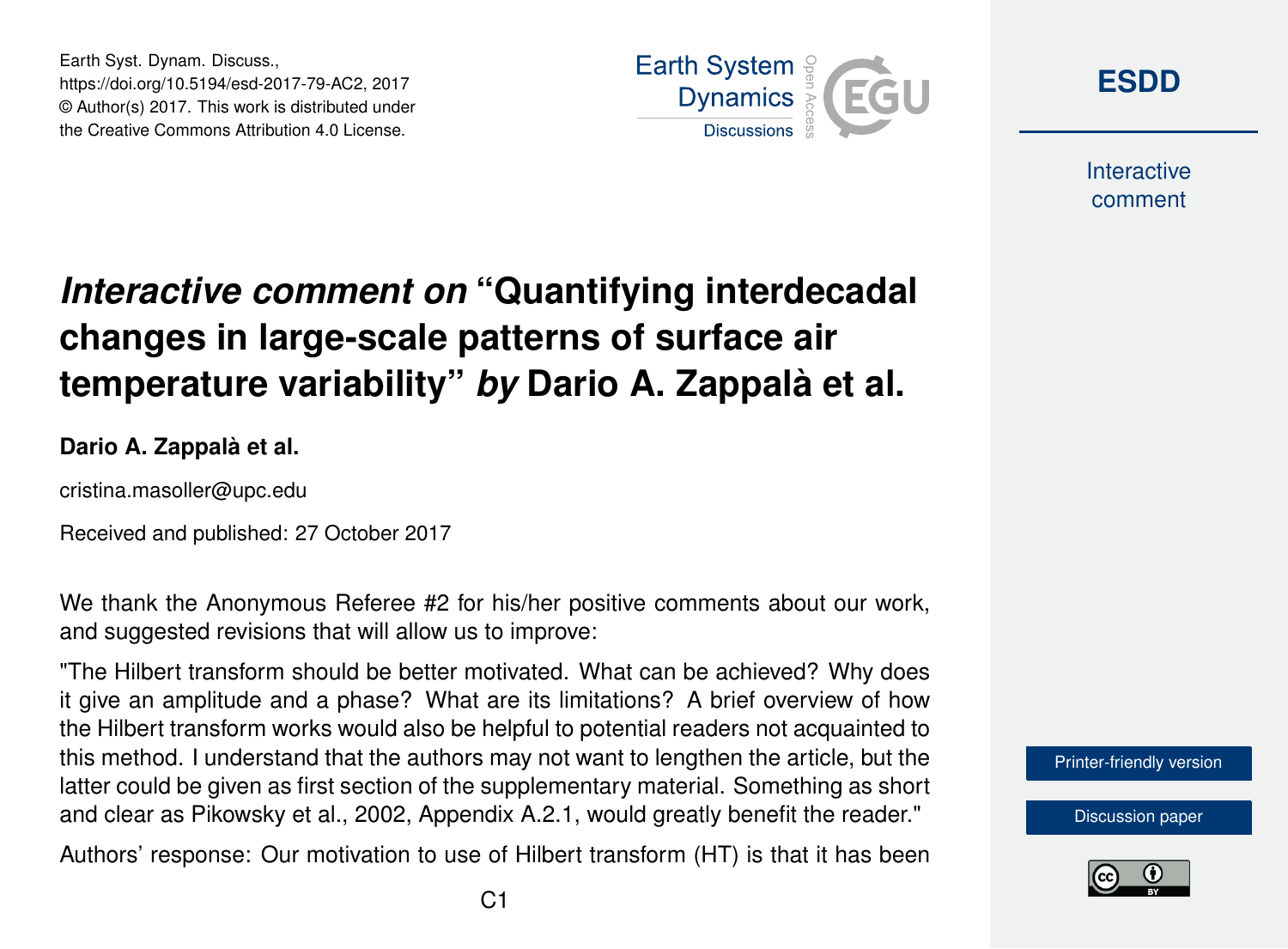Earth Syst. Dynam. Discuss.,
https://doi.org/10.5194/esd-2017-79-AC2, 2017
© Author(s) 2017. This work is distributed under
the Creative Commons Attribution 4.0 License.

# *Interactive comment on* "Quantifying interdecadal changes in large-scale patterns of surface air temperature variability" *by* Dario A. Zappalà et al.

**Dario A. Zappalà et al.**

cristina.masoller@upc.edu

Received and published: 27 October 2017

We thank the Anonymous Referee #2 for his/her positive comments about our work, and suggested revisions that will allow us to improve:

"The Hilbert transform should be better motivated. What can be achieved? Why does it give an amplitude and a phase? What are its limitations? A brief overview of how the Hilbert transform works would also be helpful to potential readers not acquainted to this method. I understand that the authors may not want to lengthen the article, but the latter could be given as first section of the supplementary material. Something as short and clear as Pikowsky et al., 2002, Appendix A.2.1, would greatly benefit the reader."

Authors' response: Our motivation to use of Hilbert transform (HT) is that it has been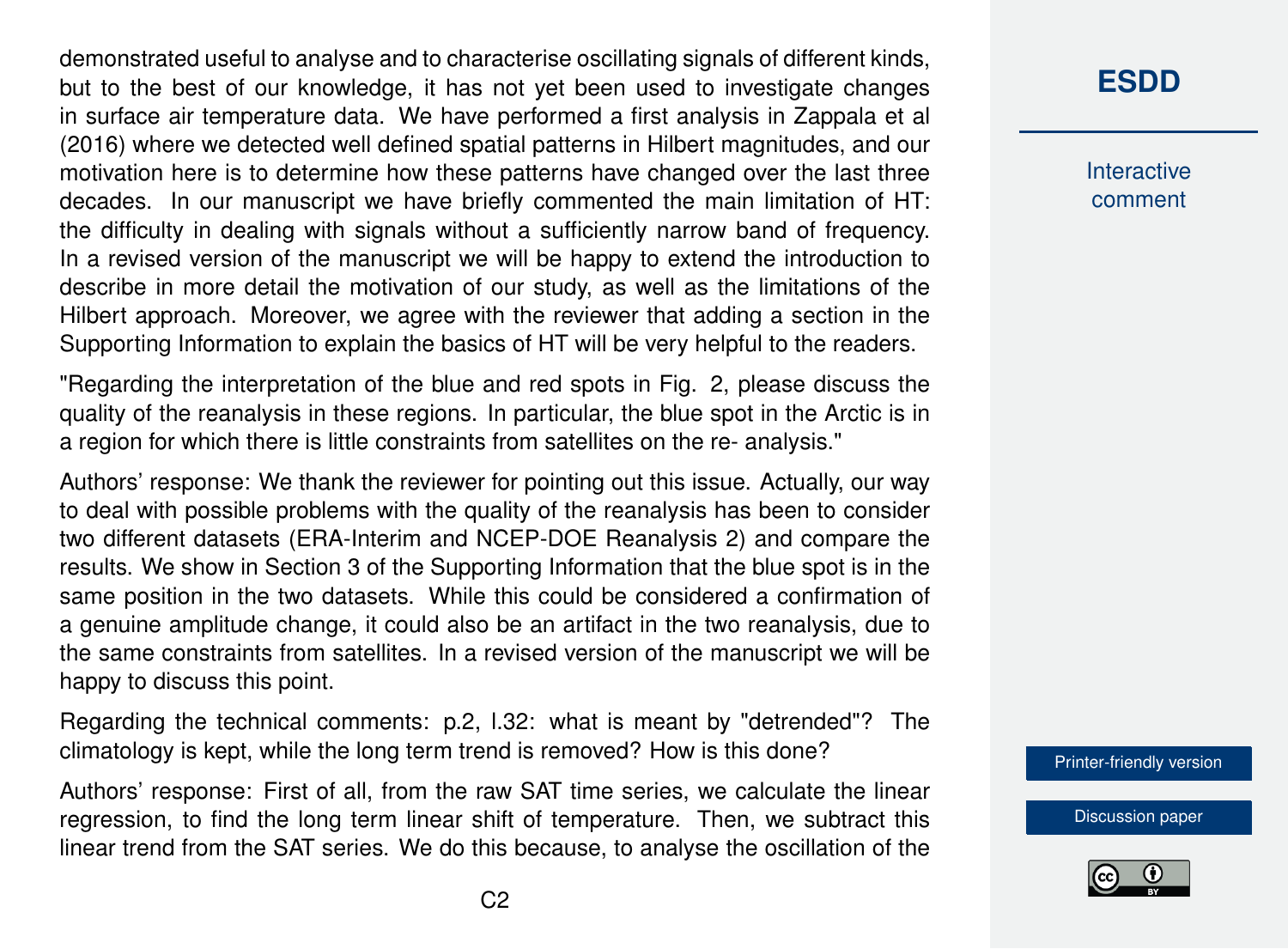demonstrated useful to analyse and to characterise oscillating signals of different kinds, but to the best of our knowledge, it has not yet been used to investigate changes in surface air temperature data. We have performed a first analysis in Zappala et al (2016) where we detected well defined spatial patterns in Hilbert magnitudes, and our motivation here is to determine how these patterns have changed over the last three decades. In our manuscript we have briefly commented the main limitation of HT: the difficulty in dealing with signals without a sufficiently narrow band of frequency. In a revised version of the manuscript we will be happy to extend the introduction to describe in more detail the motivation of our study, as well as the limitations of the Hilbert approach. Moreover, we agree with the reviewer that adding a section in the Supporting Information to explain the basics of HT will be very helpful to the readers.

"Regarding the interpretation of the blue and red spots in Fig. 2, please discuss the quality of the reanalysis in these regions. In particular, the blue spot in the Arctic is in a region for which there is little constraints from satellites on the re- analysis."

Authors' response: We thank the reviewer for pointing out this issue. Actually, our way to deal with possible problems with the quality of the reanalysis has been to consider two different datasets (ERA-Interim and NCEP-DOE Reanalysis 2) and compare the results. We show in Section 3 of the Supporting Information that the blue spot is in the same position in the two datasets. While this could be considered a confirmation of a genuine amplitude change, it could also be an artifact in the two reanalysis, due to the same constraints from satellites. In a revised version of the manuscript we will be happy to discuss this point.

Regarding the technical comments: p.2, l.32: what is meant by "detrended"? The climatology is kept, while the long term trend is removed? How is this done?

Authors' response: First of all, from the raw SAT time series, we calculate the linear regression, to find the long term linear shift of temperature. Then, we subtract this linear trend from the SAT series. We do this because, to analyse the oscillation of the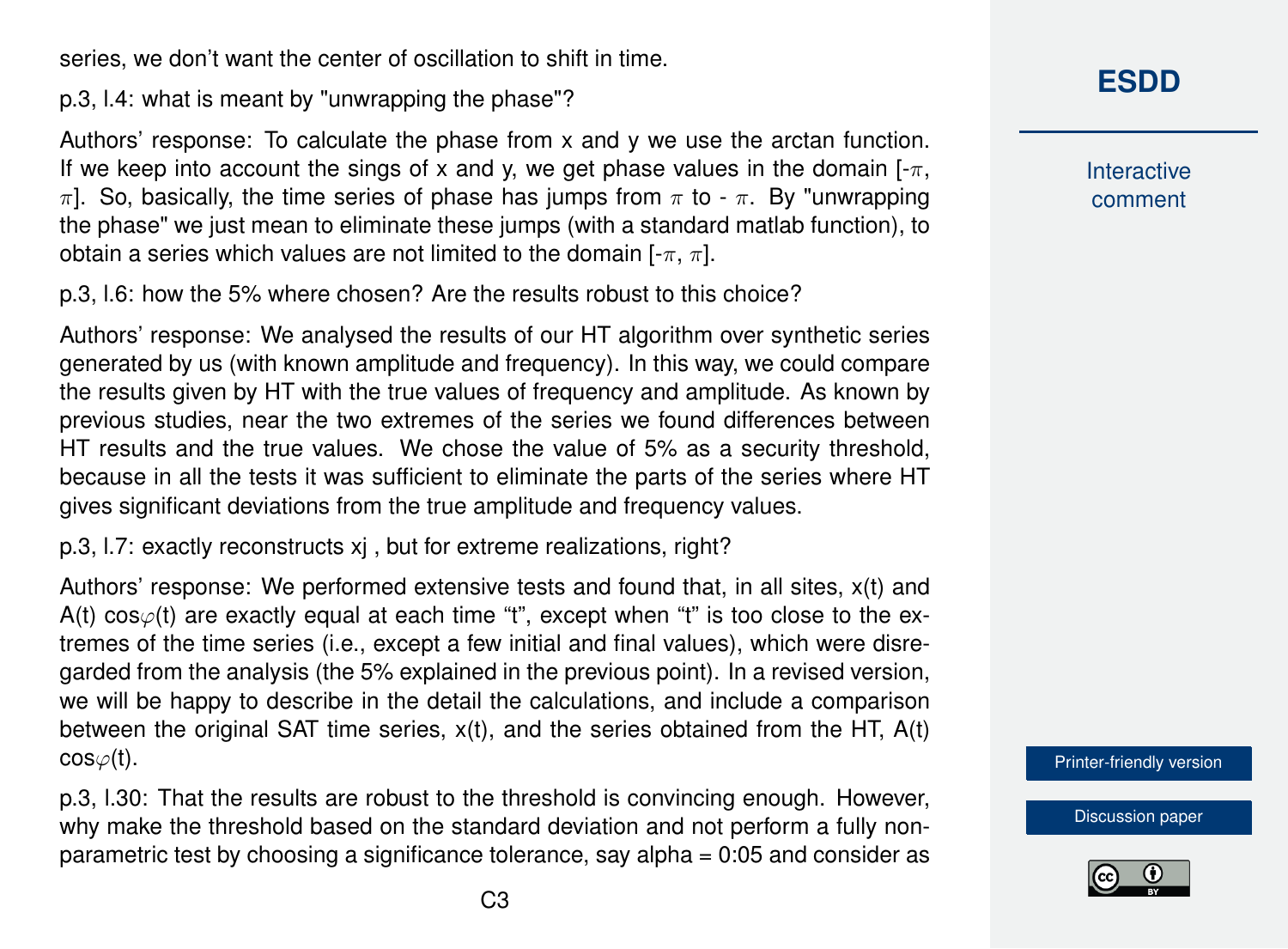series, we don't want the center of oscillation to shift in time.

p.3, l.4: what is meant by "unwrapping the phase"?

Authors' response: To calculate the phase from x and y we use the arctan function. If we keep into account the sings of x and y, we get phase values in the domain [-$\pi$, $\pi$]. So, basically, the time series of phase has jumps from $\pi$ to - $\pi$. By "unwrapping the phase" we just mean to eliminate these jumps (with a standard matlab function), to obtain a series which values are not limited to the domain [-$\pi$, $\pi$].

p.3, l.6: how the 5% where chosen? Are the results robust to this choice?

Authors' response: We analysed the results of our HT algorithm over synthetic series generated by us (with known amplitude and frequency). In this way, we could compare the results given by HT with the true values of frequency and amplitude. As known by previous studies, near the two extremes of the series we found differences between HT results and the true values. We chose the value of 5% as a security threshold, because in all the tests it was sufficient to eliminate the parts of the series where HT gives significant deviations from the true amplitude and frequency values.

p.3, l.7: exactly reconstructs $x_j$, but for extreme realizations, right?

Authors' response: We performed extensive tests and found that, in all sites, $x(t)$ and $A(t) \cos\varphi(t)$ are exactly equal at each time "t", except when "t" is too close to the extremes of the time series (i.e., except a few initial and final values), which were disregarded from the analysis (the 5% explained in the previous point). In a revised version, we will be happy to describe in the detail the calculations, and include a comparison between the original SAT time series, $x(t)$, and the series obtained from the HT, $A(t) \cos\varphi(t)$.

p.3, l.30: That the results are robust to the threshold is convincing enough. However, why make the threshold based on the standard deviation and not perform a fully non-parametric test by choosing a significance tolerance, say alpha = 0:05 and consider as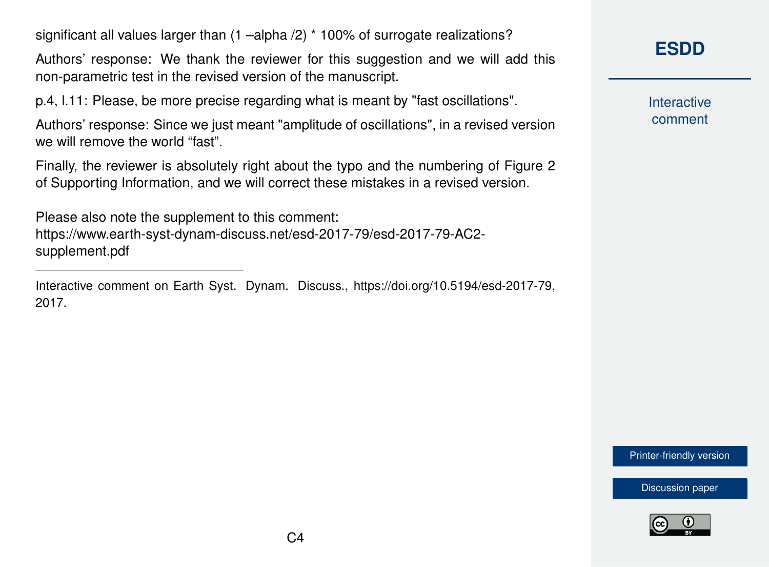significant all values larger than (1 –alpha /2) * 100% of surrogate realizations?

Authors' response: We thank the reviewer for this suggestion and we will add this non-parametric test in the revised version of the manuscript.

p.4, l.11: Please, be more precise regarding what is meant by "fast oscillations".

Authors' response: Since we just meant "amplitude of oscillations", in a revised version we will remove the world "fast".

Finally, the reviewer is absolutely right about the typo and the numbering of Figure 2 of Supporting Information, and we will correct these mistakes in a revised version.

Please also note the supplement to this comment:
https://www.earth-syst-dynam-discuss.net/esd-2017-79/esd-2017-79-AC2-supplement.pdf

---

Interactive comment on Earth Syst. Dynam. Discuss., https://doi.org/10.5194/esd-2017-79, 2017.